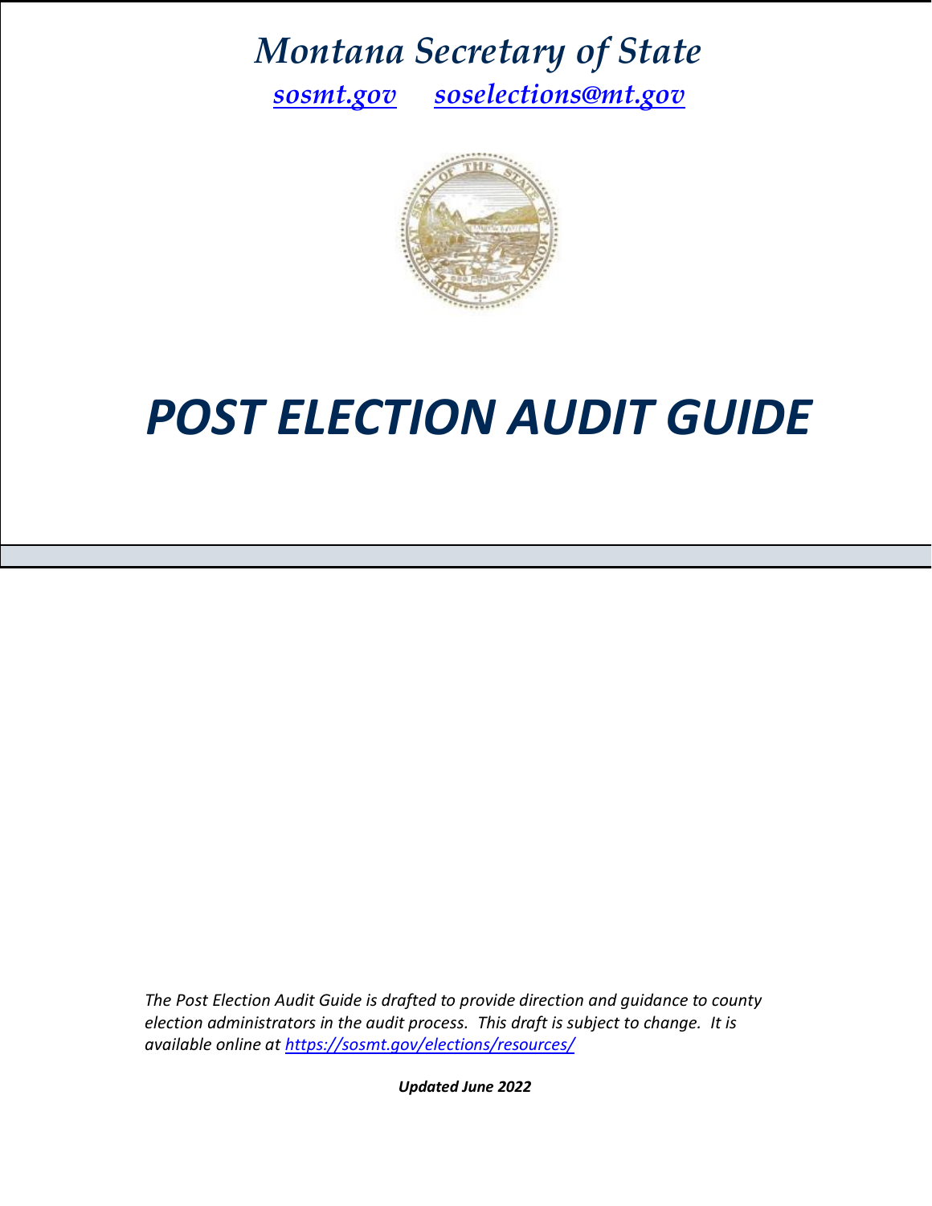# *Montana Secretary of State*

*[sosmt.gov](https://sosmt.gov)* *[soselections@mt.gov](mailto:soselections@mt.gov)*

# *POST ELECTION AUDIT GUIDE*

*The Post Election Audit Guide is drafted to provide direction and guidance to county election administrators in the audit process. This draft is subject to change. It is available online at [https://sosmt.gov/elections/resources/](https://sosmt.gov/elections/resources/)*

***Updated June 2022***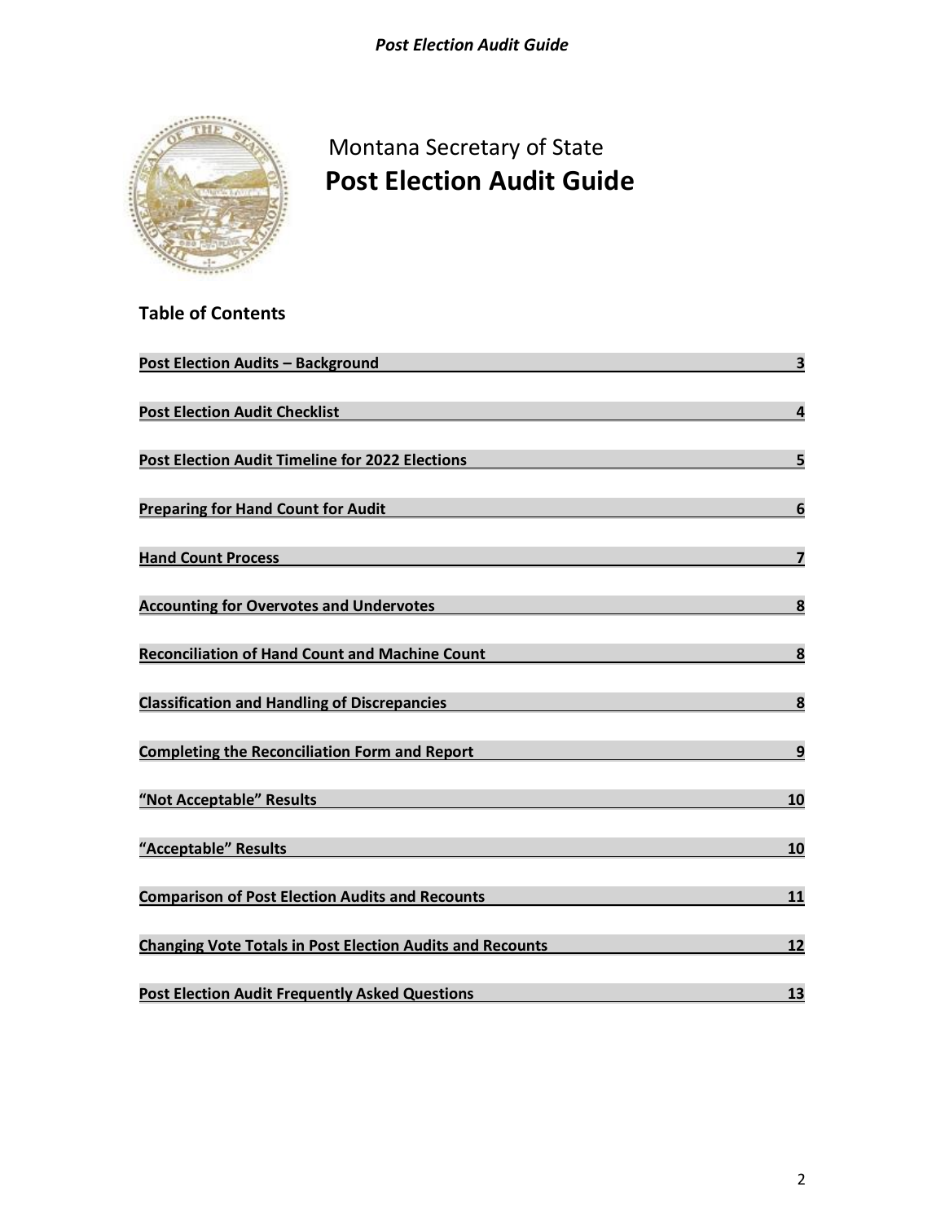Montana Secretary of State

# Post Election Audit Guide

## Table of Contents

| | |
|---|---|
| Post Election Audits – Background | 3 |
| Post Election Audit Checklist | 4 |
| Post Election Audit Timeline for 2022 Elections | 5 |
| Preparing for Hand Count for Audit | 6 |
| Hand Count Process | 7 |
| Accounting for Overvotes and Undervotes | 8 |
| Reconciliation of Hand Count and Machine Count | 8 |
| Classification and Handling of Discrepancies | 8 |
| Completing the Reconciliation Form and Report | 9 |
| "Not Acceptable" Results | 10 |
| "Acceptable" Results | 10 |
| Comparison of Post Election Audits and Recounts | 11 |
| Changing Vote Totals in Post Election Audits and Recounts | 12 |
| Post Election Audit Frequently Asked Questions | 13 |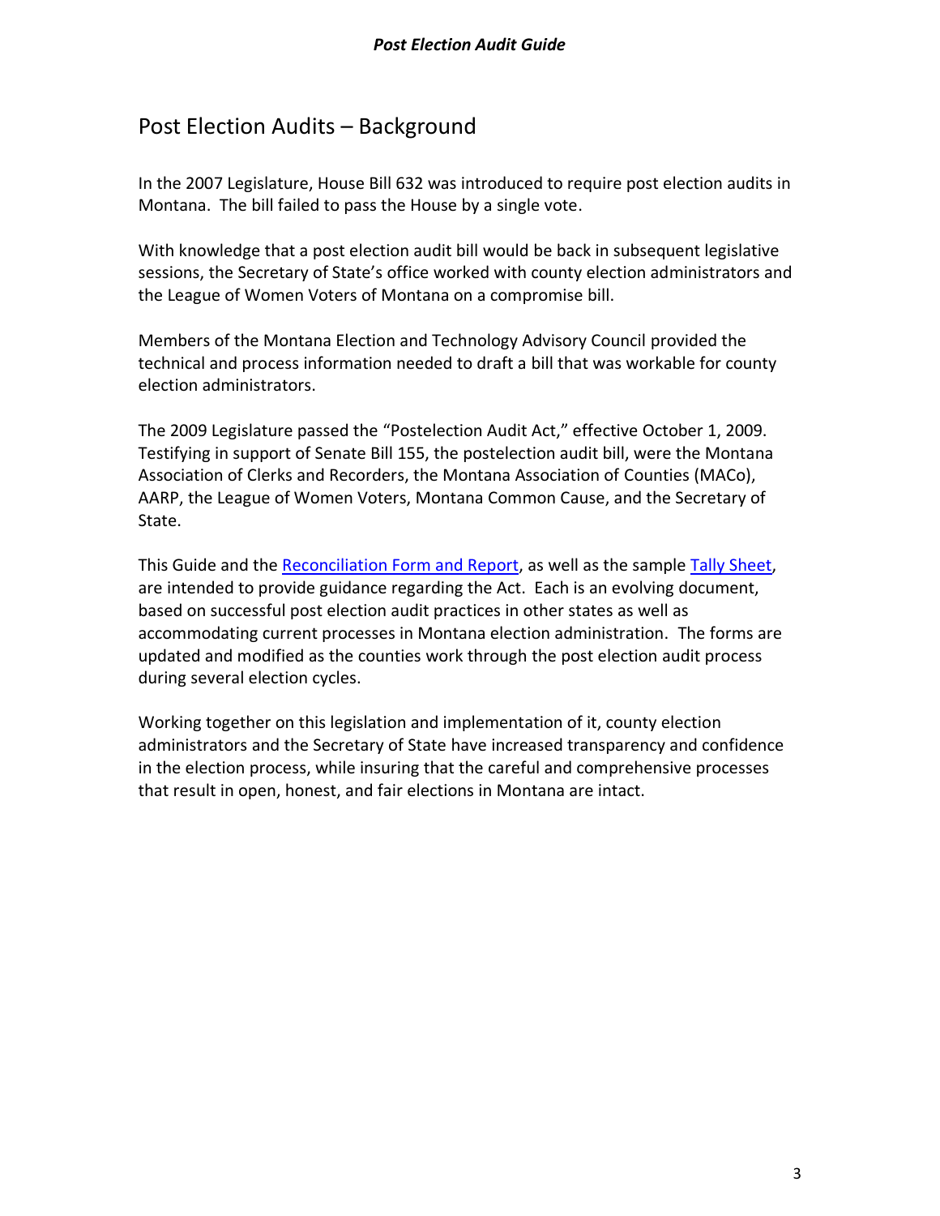## Post Election Audits – Background

In the 2007 Legislature, House Bill 632 was introduced to require post election audits in Montana. The bill failed to pass the House by a single vote.

With knowledge that a post election audit bill would be back in subsequent legislative sessions, the Secretary of State's office worked with county election administrators and the League of Women Voters of Montana on a compromise bill.

Members of the Montana Election and Technology Advisory Council provided the technical and process information needed to draft a bill that was workable for county election administrators.

The 2009 Legislature passed the "Postelection Audit Act," effective October 1, 2009. Testifying in support of Senate Bill 155, the postelection audit bill, were the Montana Association of Clerks and Recorders, the Montana Association of Counties (MACo), AARP, the League of Women Voters, Montana Common Cause, and the Secretary of State.

This Guide and the Reconciliation Form and Report, as well as the sample Tally Sheet, are intended to provide guidance regarding the Act. Each is an evolving document, based on successful post election audit practices in other states as well as accommodating current processes in Montana election administration. The forms are updated and modified as the counties work through the post election audit process during several election cycles.

Working together on this legislation and implementation of it, county election administrators and the Secretary of State have increased transparency and confidence in the election process, while insuring that the careful and comprehensive processes that result in open, honest, and fair elections in Montana are intact.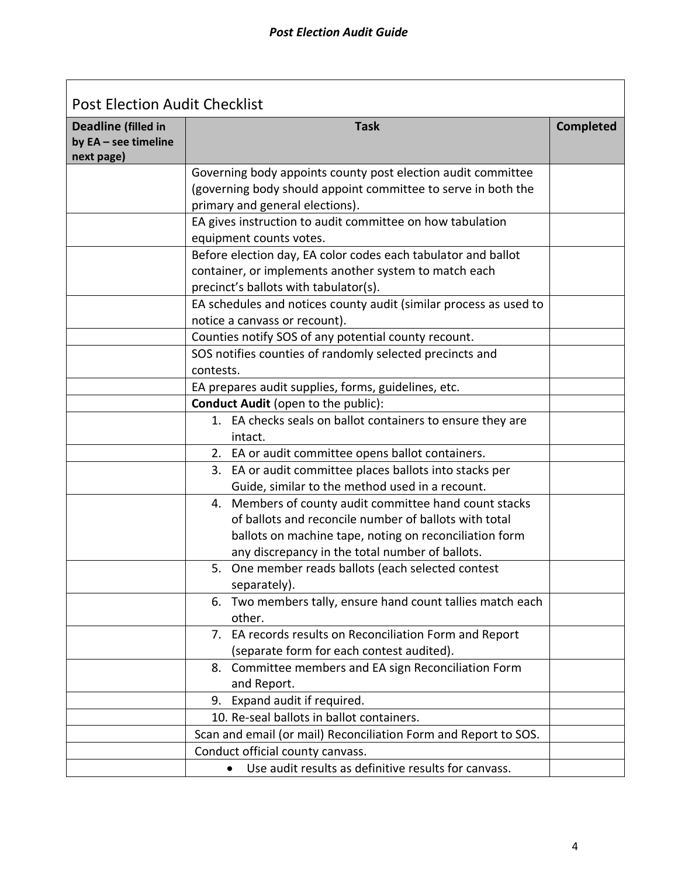## Post Election Audit Checklist

| Deadline (filled in by EA – see timeline next page) | Task | Completed |
|---|---|---|
| | Governing body appoints county post election audit committee (governing body should appoint committee to serve in both the primary and general elections). | |
| | EA gives instruction to audit committee on how tabulation equipment counts votes. | |
| | Before election day, EA color codes each tabulator and ballot container, or implements another system to match each precinct's ballots with tabulator(s). | |
| | EA schedules and notices county audit (similar process as used to notice a canvass or recount). | |
| | Counties notify SOS of any potential county recount. | |
| | SOS notifies counties of randomly selected precincts and contests. | |
| | EA prepares audit supplies, forms, guidelines, etc. | |
| | **Conduct Audit** (open to the public): | |
| | 1. EA checks seals on ballot containers to ensure they are intact. | |
| | 2. EA or audit committee opens ballot containers. | |
| | 3. EA or audit committee places ballots into stacks per Guide, similar to the method used in a recount. | |
| | 4. Members of county audit committee hand count stacks of ballots and reconcile number of ballots with total ballots on machine tape, noting on reconciliation form any discrepancy in the total number of ballots. | |
| | 5. One member reads ballots (each selected contest separately). | |
| | 6. Two members tally, ensure hand count tallies match each other. | |
| | 7. EA records results on Reconciliation Form and Report (separate form for each contest audited). | |
| | 8. Committee members and EA sign Reconciliation Form and Report. | |
| | 9. Expand audit if required. | |
| | 10. Re-seal ballots in ballot containers. | |
| | Scan and email (or mail) Reconciliation Form and Report to SOS. | |
| | Conduct official county canvass. | |
| | • Use audit results as definitive results for canvass. | |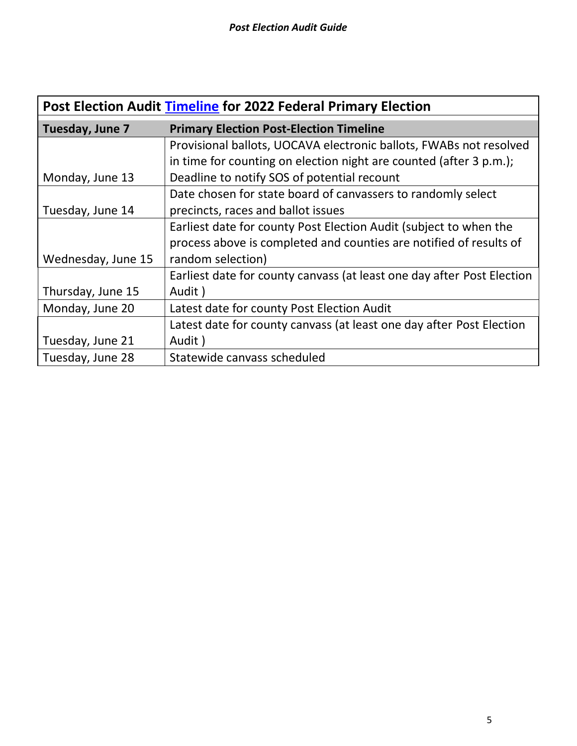| Post Election Audit [Timeline](#) for 2022 Federal Primary Election | |
|---|---|
| **Tuesday, June 7** | **Primary Election Post-Election Timeline** |
| Monday, June 13 | Provisional ballots, UOCAVA electronic ballots, FWABs not resolved in time for counting on election night are counted (after 3 p.m.); Deadline to notify SOS of potential recount |
| Tuesday, June 14 | Date chosen for state board of canvassers to randomly select precincts, races and ballot issues |
| Wednesday, June 15 | Earliest date for county Post Election Audit (subject to when the process above is completed and counties are notified of results of random selection) |
| Thursday, June 15 | Earliest date for county canvass (at least one day after Post Election Audit ) |
| Monday, June 20 | Latest date for county Post Election Audit |
| Tuesday, June 21 | Latest date for county canvass (at least one day after Post Election Audit ) |
| Tuesday, June 28 | Statewide canvass scheduled |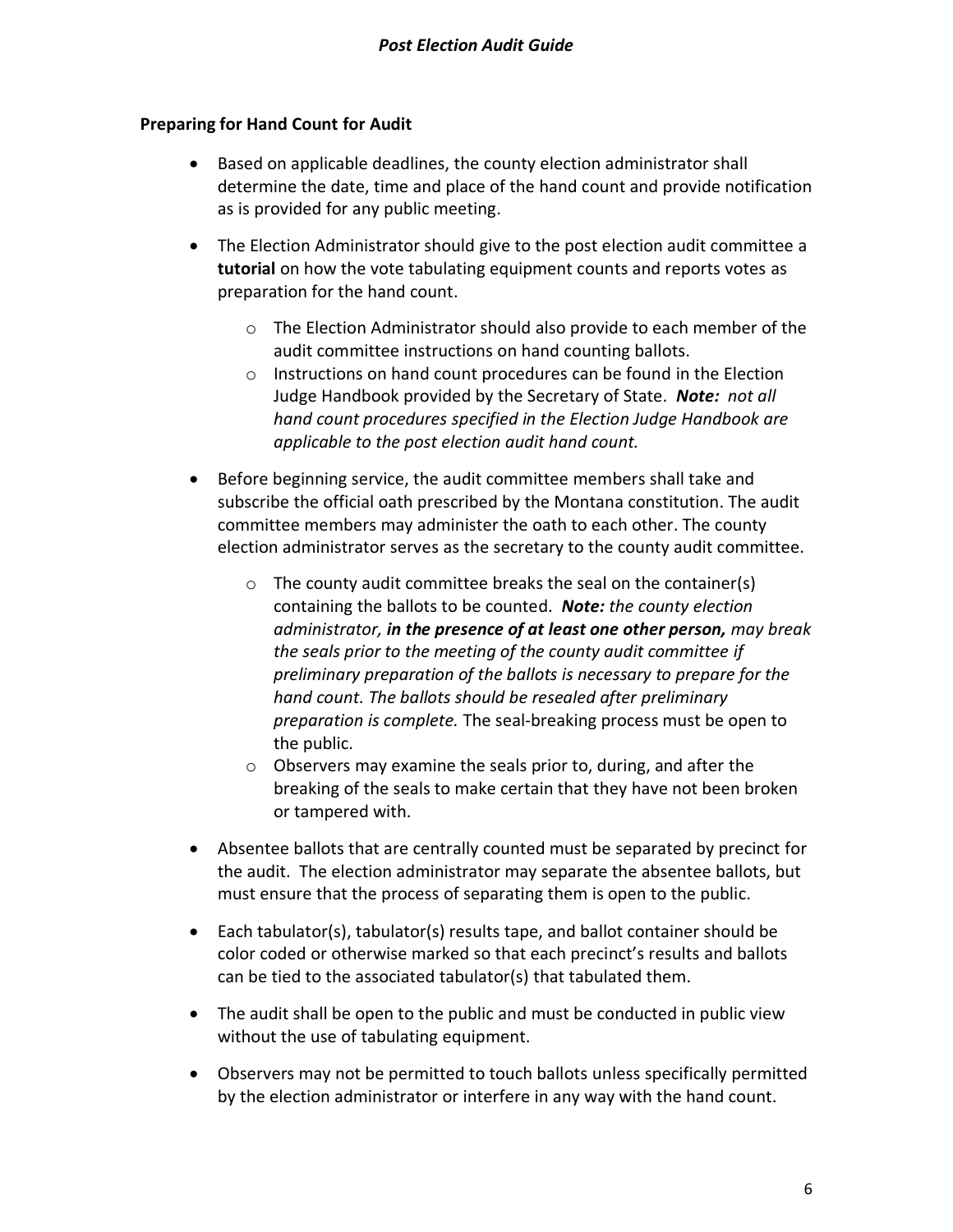### Preparing for Hand Count for Audit

- Based on applicable deadlines, the county election administrator shall determine the date, time and place of the hand count and provide notification as is provided for any public meeting.
- The Election Administrator should give to the post election audit committee a **tutorial** on how the vote tabulating equipment counts and reports votes as preparation for the hand count.
    - The Election Administrator should also provide to each member of the audit committee instructions on hand counting ballots.
    - Instructions on hand count procedures can be found in the Election Judge Handbook provided by the Secretary of State. ***Note:*** *not all hand count procedures specified in the Election Judge Handbook are applicable to the post election audit hand count.*
- Before beginning service, the audit committee members shall take and subscribe the official oath prescribed by the Montana constitution. The audit committee members may administer the oath to each other. The county election administrator serves as the secretary to the county audit committee.
    - The county audit committee breaks the seal on the container(s) containing the ballots to be counted. ***Note:*** *the county election administrator,* ***in the presence of at least one other person,*** *may break the seals prior to the meeting of the county audit committee if preliminary preparation of the ballots is necessary to prepare for the hand count. The ballots should be resealed after preliminary preparation is complete.* The seal-breaking process must be open to the public.
    - Observers may examine the seals prior to, during, and after the breaking of the seals to make certain that they have not been broken or tampered with.
- Absentee ballots that are centrally counted must be separated by precinct for the audit. The election administrator may separate the absentee ballots, but must ensure that the process of separating them is open to the public.
- Each tabulator(s), tabulator(s) results tape, and ballot container should be color coded or otherwise marked so that each precinct's results and ballots can be tied to the associated tabulator(s) that tabulated them.
- The audit shall be open to the public and must be conducted in public view without the use of tabulating equipment.
- Observers may not be permitted to touch ballots unless specifically permitted by the election administrator or interfere in any way with the hand count.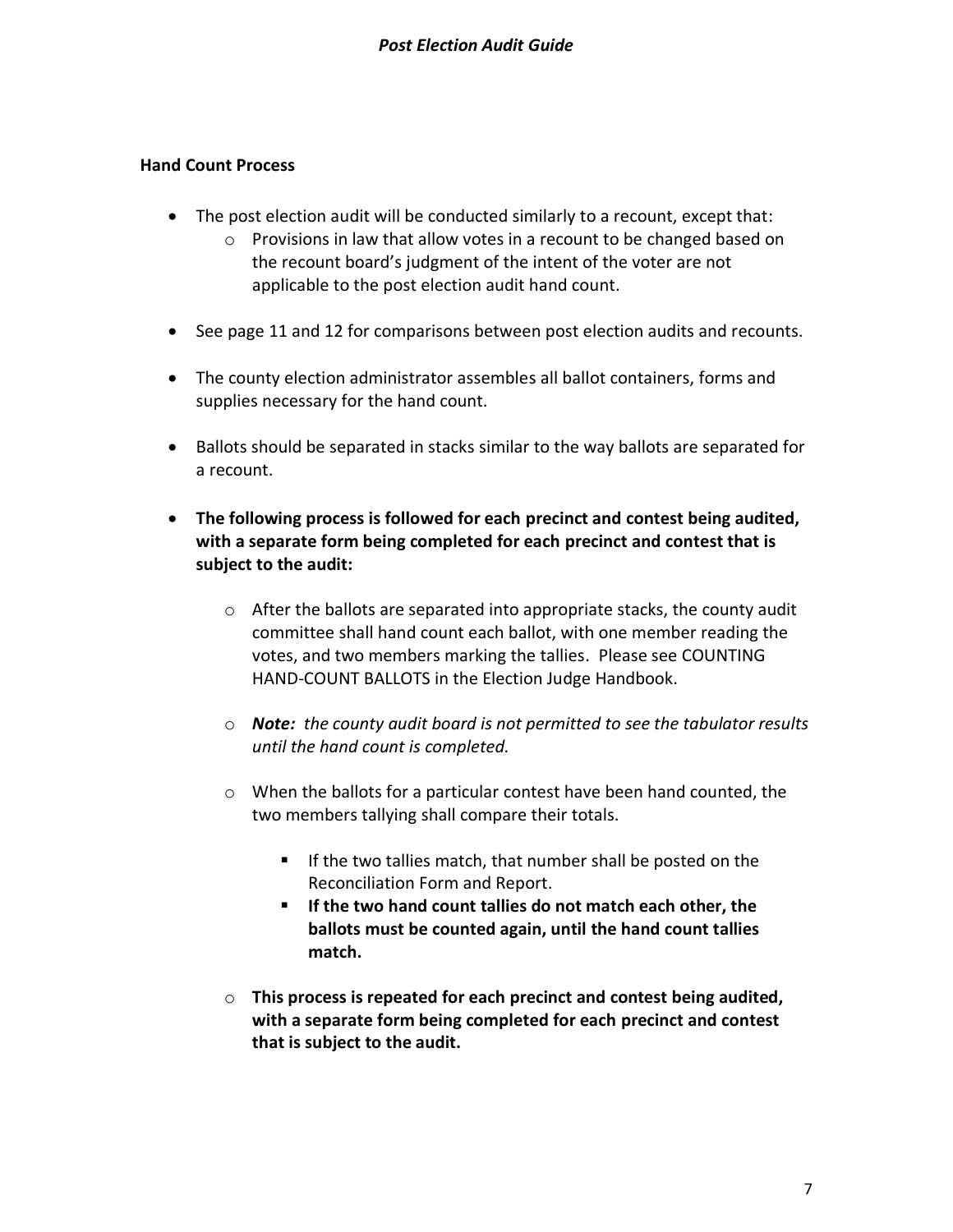## Hand Count Process

- The post election audit will be conducted similarly to a recount, except that:
  - Provisions in law that allow votes in a recount to be changed based on the recount board's judgment of the intent of the voter are not applicable to the post election audit hand count.
- See page 11 and 12 for comparisons between post election audits and recounts.
- The county election administrator assembles all ballot containers, forms and supplies necessary for the hand count.
- Ballots should be separated in stacks similar to the way ballots are separated for a recount.
- **The following process is followed for each precinct and contest being audited, with a separate form being completed for each precinct and contest that is subject to the audit:**
  - After the ballots are separated into appropriate stacks, the county audit committee shall hand count each ballot, with one member reading the votes, and two members marking the tallies. Please see COUNTING HAND-COUNT BALLOTS in the Election Judge Handbook.
  - ***Note:*** *the county audit board is not permitted to see the tabulator results until the hand count is completed.*
  - When the ballots for a particular contest have been hand counted, the two members tallying shall compare their totals.
    - If the two tallies match, that number shall be posted on the Reconciliation Form and Report.
    - **If the two hand count tallies do not match each other, the ballots must be counted again, until the hand count tallies match.**
  - **This process is repeated for each precinct and contest being audited, with a separate form being completed for each precinct and contest that is subject to the audit.**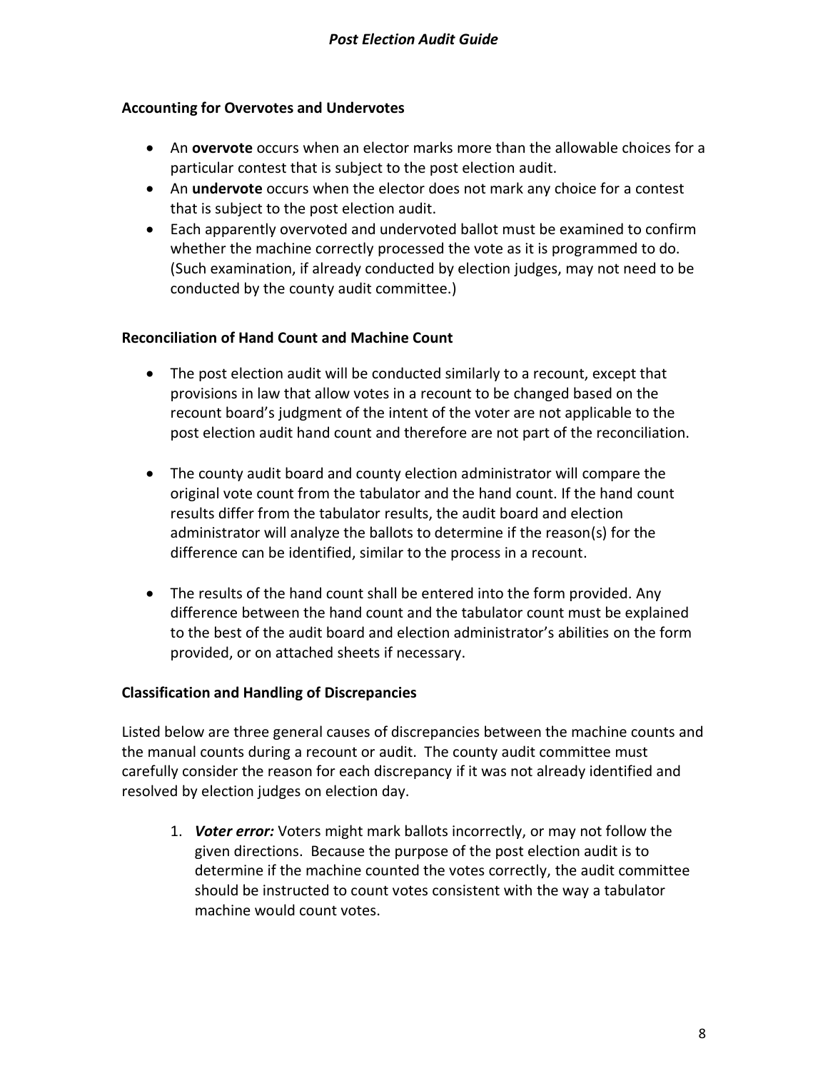### Accounting for Overvotes and Undervotes

- An **overvote** occurs when an elector marks more than the allowable choices for a particular contest that is subject to the post election audit.
- An **undervote** occurs when the elector does not mark any choice for a contest that is subject to the post election audit.
- Each apparently overvoted and undervoted ballot must be examined to confirm whether the machine correctly processed the vote as it is programmed to do. (Such examination, if already conducted by election judges, may not need to be conducted by the county audit committee.)

### Reconciliation of Hand Count and Machine Count

- The post election audit will be conducted similarly to a recount, except that provisions in law that allow votes in a recount to be changed based on the recount board's judgment of the intent of the voter are not applicable to the post election audit hand count and therefore are not part of the reconciliation.

- The county audit board and county election administrator will compare the original vote count from the tabulator and the hand count. If the hand count results differ from the tabulator results, the audit board and election administrator will analyze the ballots to determine if the reason(s) for the difference can be identified, similar to the process in a recount.

- The results of the hand count shall be entered into the form provided. Any difference between the hand count and the tabulator count must be explained to the best of the audit board and election administrator's abilities on the form provided, or on attached sheets if necessary.

### Classification and Handling of Discrepancies

Listed below are three general causes of discrepancies between the machine counts and the manual counts during a recount or audit. The county audit committee must carefully consider the reason for each discrepancy if it was not already identified and resolved by election judges on election day.

1. ***Voter error:*** Voters might mark ballots incorrectly, or may not follow the given directions. Because the purpose of the post election audit is to determine if the machine counted the votes correctly, the audit committee should be instructed to count votes consistent with the way a tabulator machine would count votes.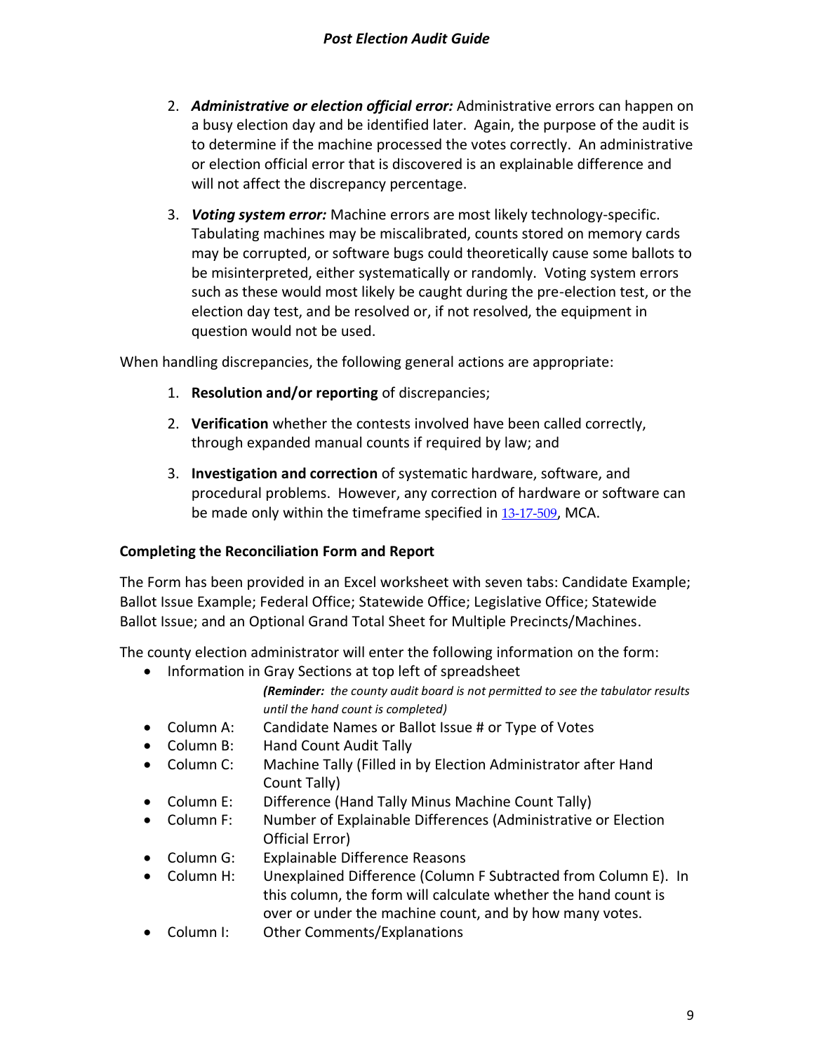2. ***Administrative or election official error:*** Administrative errors can happen on a busy election day and be identified later. Again, the purpose of the audit is to determine if the machine processed the votes correctly. An administrative or election official error that is discovered is an explainable difference and will not affect the discrepancy percentage.

3. ***Voting system error:*** Machine errors are most likely technology-specific. Tabulating machines may be miscalibrated, counts stored on memory cards may be corrupted, or software bugs could theoretically cause some ballots to be misinterpreted, either systematically or randomly. Voting system errors such as these would most likely be caught during the pre-election test, or the election day test, and be resolved or, if not resolved, the equipment in question would not be used.

When handling discrepancies, the following general actions are appropriate:

1. **Resolution and/or reporting** of discrepancies;

2. **Verification** whether the contests involved have been called correctly, through expanded manual counts if required by law; and

3. **Investigation and correction** of systematic hardware, software, and procedural problems. However, any correction of hardware or software can be made only within the timeframe specified in 13-17-509, MCA.

**Completing the Reconciliation Form and Report**

The Form has been provided in an Excel worksheet with seven tabs: Candidate Example; Ballot Issue Example; Federal Office; Statewide Office; Legislative Office; Statewide Ballot Issue; and an Optional Grand Total Sheet for Multiple Precincts/Machines.

The county election administrator will enter the following information on the form:

- Information in Gray Sections at top left of spreadsheet
  ***(Reminder:*** *the county audit board is not permitted to see the tabulator results until the hand count is completed)*
- Column A: Candidate Names or Ballot Issue # or Type of Votes
- Column B: Hand Count Audit Tally
- Column C: Machine Tally (Filled in by Election Administrator after Hand Count Tally)
- Column E: Difference (Hand Tally Minus Machine Count Tally)
- Column F: Number of Explainable Differences (Administrative or Election Official Error)
- Column G: Explainable Difference Reasons
- Column H: Unexplained Difference (Column F Subtracted from Column E). In this column, the form will calculate whether the hand count is over or under the machine count, and by how many votes.
- Column I: Other Comments/Explanations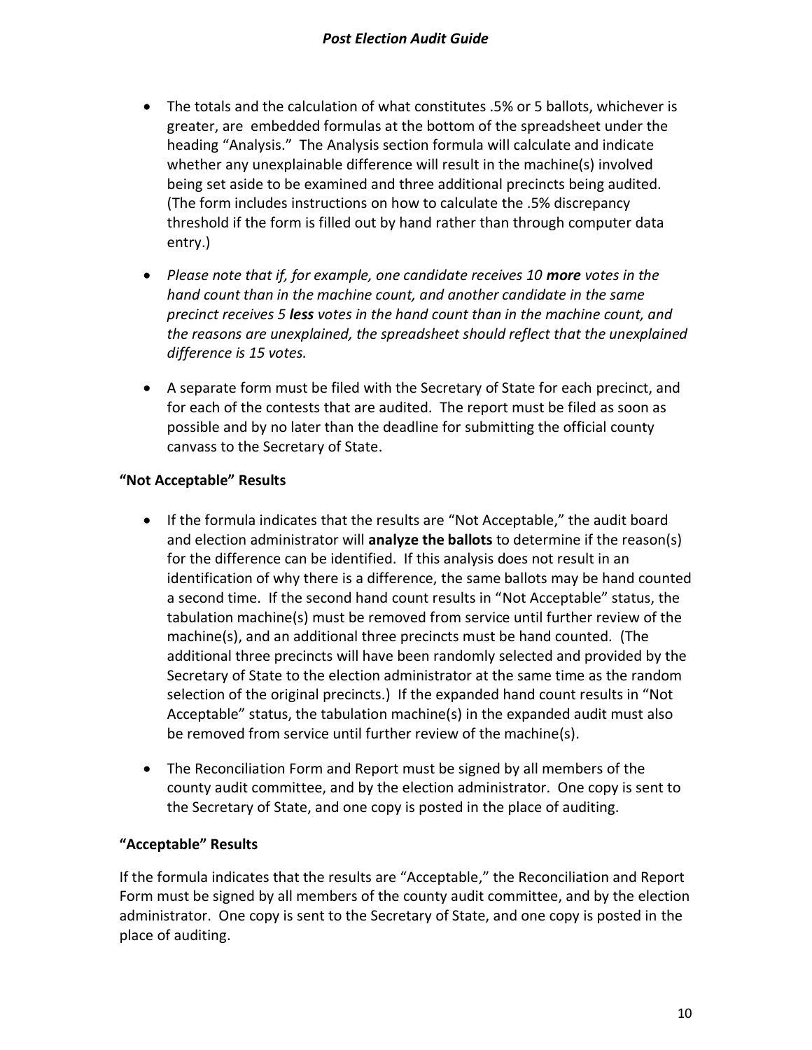- The totals and the calculation of what constitutes .5% or 5 ballots, whichever is greater, are embedded formulas at the bottom of the spreadsheet under the heading "Analysis." The Analysis section formula will calculate and indicate whether any unexplainable difference will result in the machine(s) involved being set aside to be examined and three additional precincts being audited. (The form includes instructions on how to calculate the .5% discrepancy threshold if the form is filled out by hand rather than through computer data entry.)
- *Please note that if, for example, one candidate receives 10 **more** votes in the hand count than in the machine count, and another candidate in the same precinct receives 5 **less** votes in the hand count than in the machine count, and the reasons are unexplained, the spreadsheet should reflect that the unexplained difference is 15 votes.*
- A separate form must be filed with the Secretary of State for each precinct, and for each of the contests that are audited. The report must be filed as soon as possible and by no later than the deadline for submitting the official county canvass to the Secretary of State.

**"Not Acceptable" Results**

- If the formula indicates that the results are "Not Acceptable," the audit board and election administrator will **analyze the ballots** to determine if the reason(s) for the difference can be identified. If this analysis does not result in an identification of why there is a difference, the same ballots may be hand counted a second time. If the second hand count results in "Not Acceptable" status, the tabulation machine(s) must be removed from service until further review of the machine(s), and an additional three precincts must be hand counted. (The additional three precincts will have been randomly selected and provided by the Secretary of State to the election administrator at the same time as the random selection of the original precincts.) If the expanded hand count results in "Not Acceptable" status, the tabulation machine(s) in the expanded audit must also be removed from service until further review of the machine(s).
- The Reconciliation Form and Report must be signed by all members of the county audit committee, and by the election administrator. One copy is sent to the Secretary of State, and one copy is posted in the place of auditing.

**"Acceptable" Results**

If the formula indicates that the results are "Acceptable," the Reconciliation and Report Form must be signed by all members of the county audit committee, and by the election administrator. One copy is sent to the Secretary of State, and one copy is posted in the place of auditing.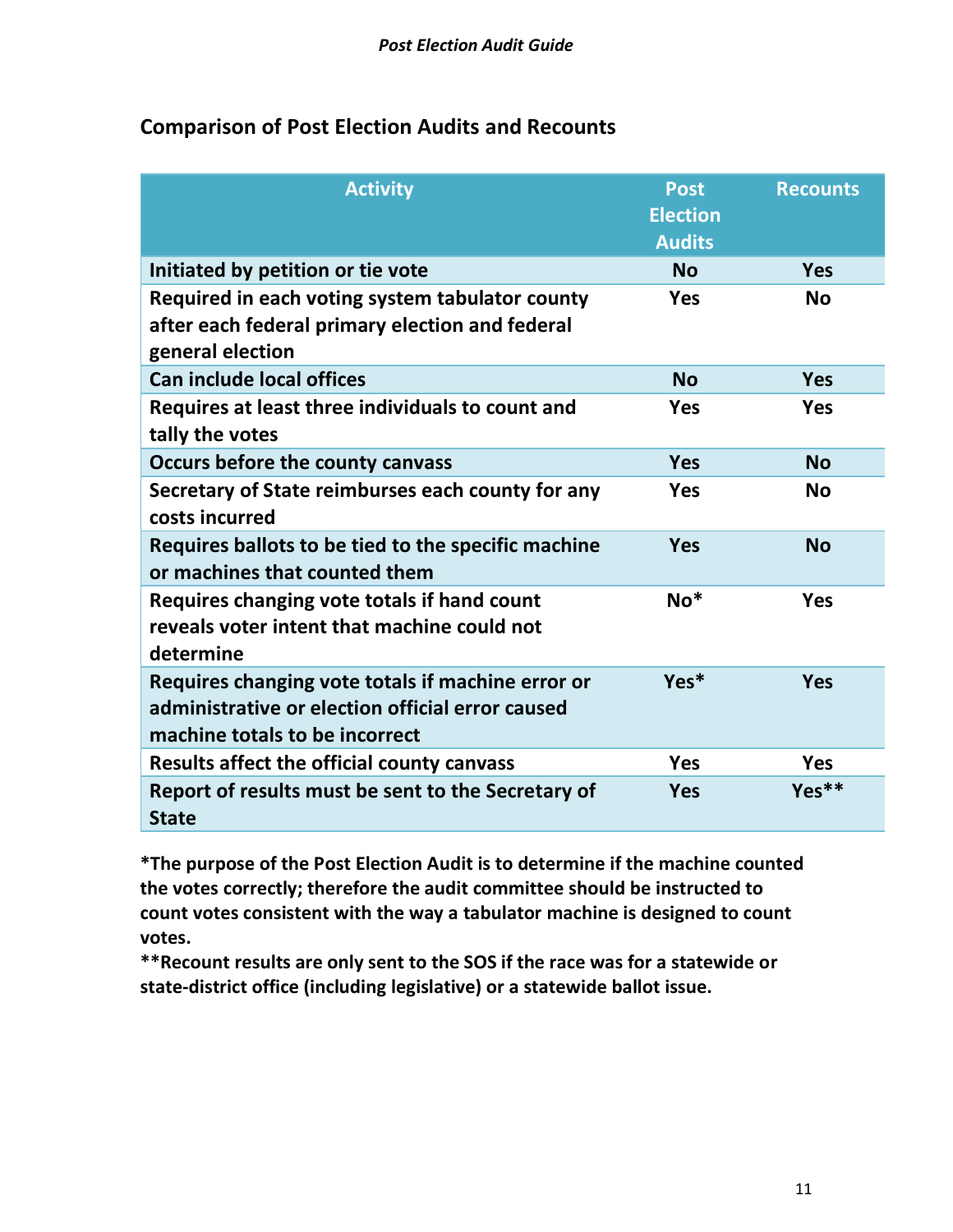## Comparison of Post Election Audits and Recounts

| Activity | Post Election Audits | Recounts |
|---|---|---|
| **Initiated by petition or tie vote** | **No** | **Yes** |
| **Required in each voting system tabulator county after each federal primary election and federal general election** | **Yes** | **No** |
| **Can include local offices** | **No** | **Yes** |
| **Requires at least three individuals to count and tally the votes** | **Yes** | **Yes** |
| **Occurs before the county canvass** | **Yes** | **No** |
| **Secretary of State reimburses each county for any costs incurred** | **Yes** | **No** |
| **Requires ballots to be tied to the specific machine or machines that counted them** | **Yes** | **No** |
| **Requires changing vote totals if hand count reveals voter intent that machine could not determine** | **No*** | **Yes** |
| **Requires changing vote totals if machine error or administrative or election official error caused machine totals to be incorrect** | **Yes*** | **Yes** |
| **Results affect the official county canvass** | **Yes** | **Yes** |
| **Report of results must be sent to the Secretary of State** | **Yes** | **Yes**** |

**\*The purpose of the Post Election Audit is to determine if the machine counted the votes correctly; therefore the audit committee should be instructed to count votes consistent with the way a tabulator machine is designed to count votes.**

**\*\*Recount results are only sent to the SOS if the race was for a statewide or state-district office (including legislative) or a statewide ballot issue.**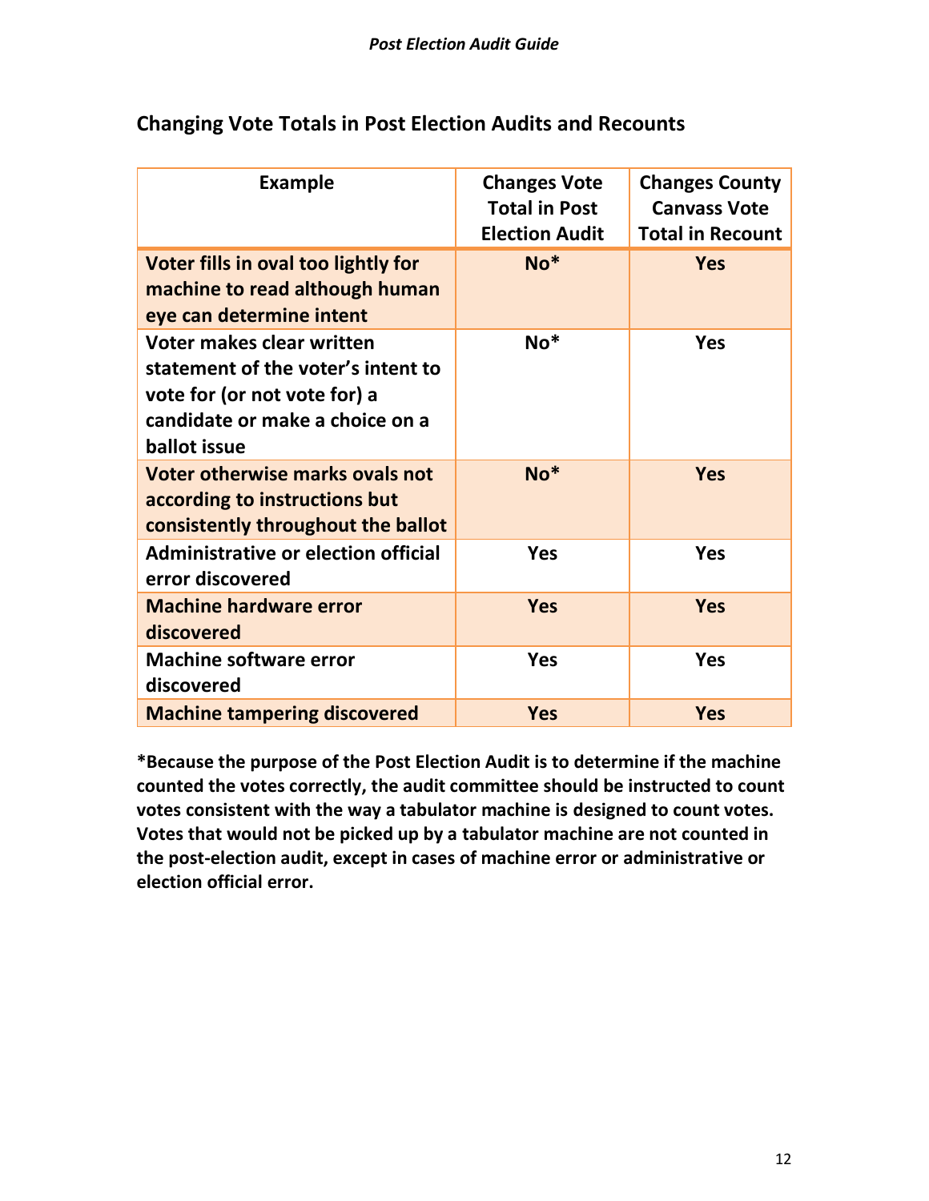## Changing Vote Totals in Post Election Audits and Recounts

| Example | Changes Vote Total in Post Election Audit | Changes County Canvass Vote Total in Recount |
|---|---|---|
| **Voter fills in oval too lightly for machine to read although human eye can determine intent** | **No*** | **Yes** |
| **Voter makes clear written statement of the voter's intent to vote for (or not vote for) a candidate or make a choice on a ballot issue** | **No*** | **Yes** |
| **Voter otherwise marks ovals not according to instructions but consistently throughout the ballot** | **No*** | **Yes** |
| **Administrative or election official error discovered** | **Yes** | **Yes** |
| **Machine hardware error discovered** | **Yes** | **Yes** |
| **Machine software error discovered** | **Yes** | **Yes** |
| **Machine tampering discovered** | **Yes** | **Yes** |

**\*Because the purpose of the Post Election Audit is to determine if the machine counted the votes correctly, the audit committee should be instructed to count votes consistent with the way a tabulator machine is designed to count votes. Votes that would not be picked up by a tabulator machine are not counted in the post-election audit, except in cases of machine error or administrative or election official error.**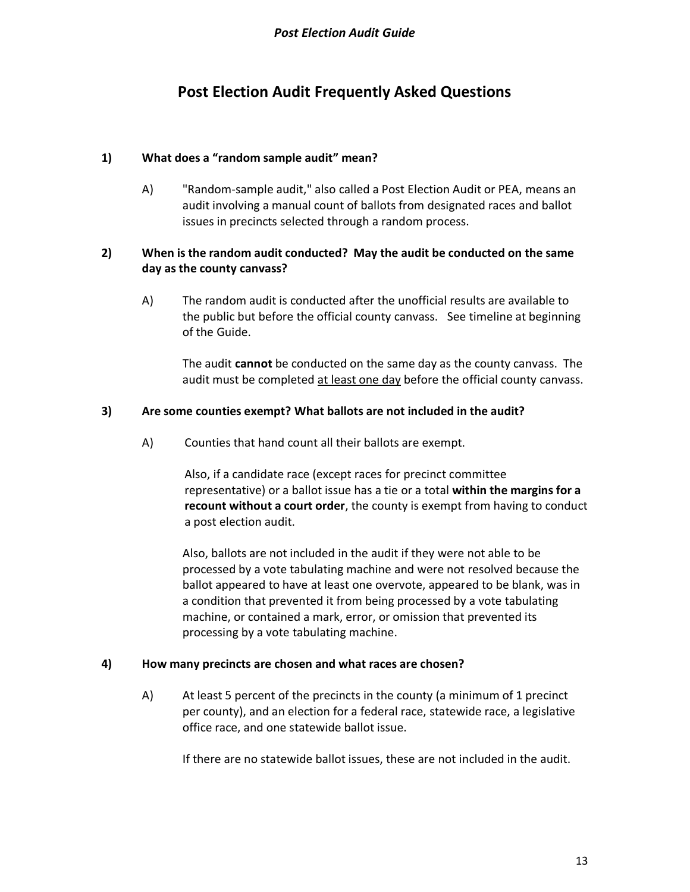# Post Election Audit Frequently Asked Questions

**1) What does a "random sample audit" mean?**

A) "Random-sample audit," also called a Post Election Audit or PEA, means an audit involving a manual count of ballots from designated races and ballot issues in precincts selected through a random process.

**2) When is the random audit conducted? May the audit be conducted on the same day as the county canvass?**

A) The random audit is conducted after the unofficial results are available to the public but before the official county canvass. See timeline at beginning of the Guide.

The audit **cannot** be conducted on the same day as the county canvass. The audit must be completed <u>at least one day</u> before the official county canvass.

**3) Are some counties exempt? What ballots are not included in the audit?**

A) Counties that hand count all their ballots are exempt.

Also, if a candidate race (except races for precinct committee representative) or a ballot issue has a tie or a total **within the margins for a recount without a court order**, the county is exempt from having to conduct a post election audit.

Also, ballots are not included in the audit if they were not able to be processed by a vote tabulating machine and were not resolved because the ballot appeared to have at least one overvote, appeared to be blank, was in a condition that prevented it from being processed by a vote tabulating machine, or contained a mark, error, or omission that prevented its processing by a vote tabulating machine.

**4) How many precincts are chosen and what races are chosen?**

A) At least 5 percent of the precincts in the county (a minimum of 1 precinct per county), and an election for a federal race, statewide race, a legislative office race, and one statewide ballot issue.

If there are no statewide ballot issues, these are not included in the audit.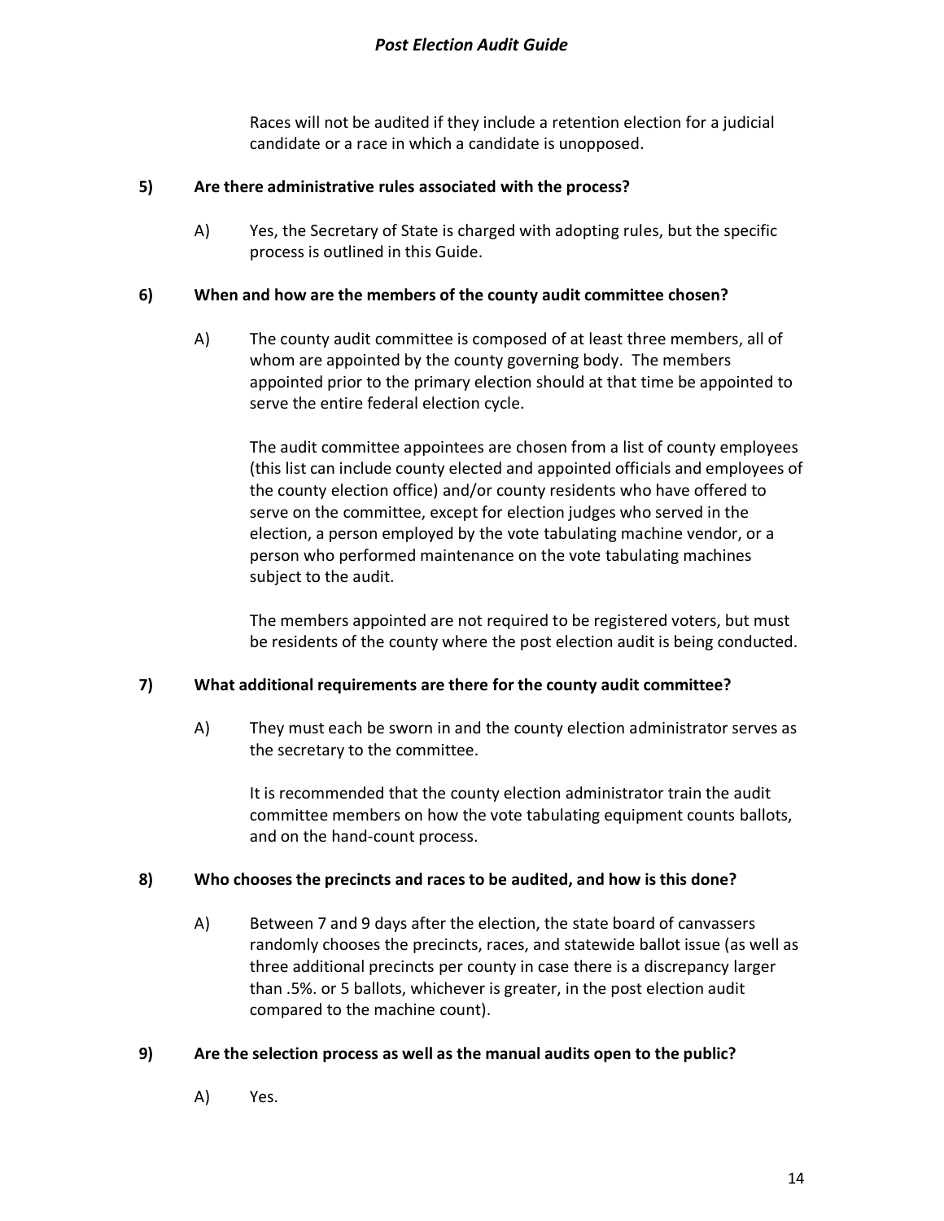Races will not be audited if they include a retention election for a judicial candidate or a race in which a candidate is unopposed.

**5) Are there administrative rules associated with the process?**

A) Yes, the Secretary of State is charged with adopting rules, but the specific process is outlined in this Guide.

**6) When and how are the members of the county audit committee chosen?**

A) The county audit committee is composed of at least three members, all of whom are appointed by the county governing body. The members appointed prior to the primary election should at that time be appointed to serve the entire federal election cycle.

The audit committee appointees are chosen from a list of county employees (this list can include county elected and appointed officials and employees of the county election office) and/or county residents who have offered to serve on the committee, except for election judges who served in the election, a person employed by the vote tabulating machine vendor, or a person who performed maintenance on the vote tabulating machines subject to the audit.

The members appointed are not required to be registered voters, but must be residents of the county where the post election audit is being conducted.

**7) What additional requirements are there for the county audit committee?**

A) They must each be sworn in and the county election administrator serves as the secretary to the committee.

It is recommended that the county election administrator train the audit committee members on how the vote tabulating equipment counts ballots, and on the hand-count process.

**8) Who chooses the precincts and races to be audited, and how is this done?**

A) Between 7 and 9 days after the election, the state board of canvassers randomly chooses the precincts, races, and statewide ballot issue (as well as three additional precincts per county in case there is a discrepancy larger than .5%. or 5 ballots, whichever is greater, in the post election audit compared to the machine count).

**9) Are the selection process as well as the manual audits open to the public?**

A) Yes.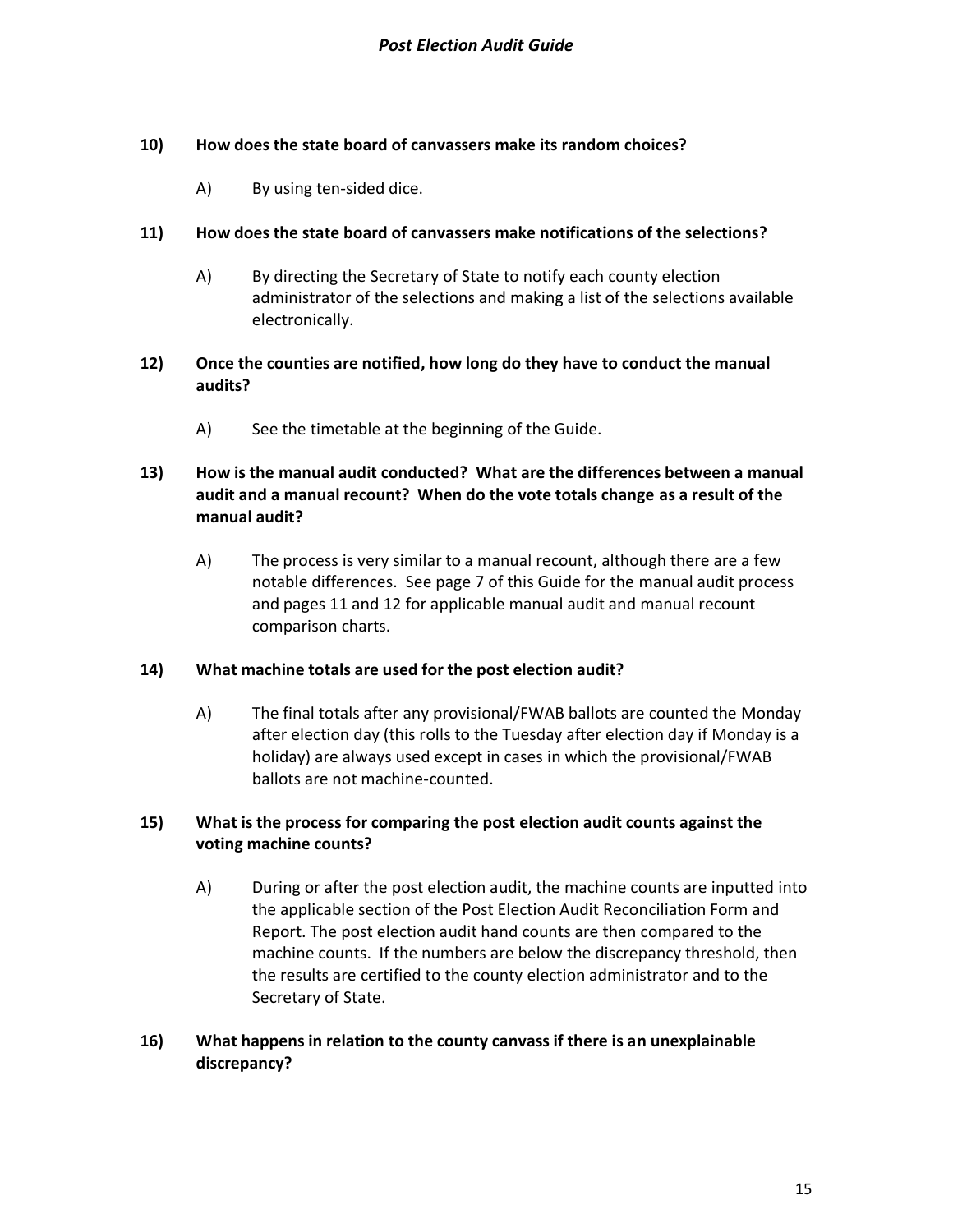**10) How does the state board of canvassers make its random choices?**

A) By using ten-sided dice.

**11) How does the state board of canvassers make notifications of the selections?**

A) By directing the Secretary of State to notify each county election administrator of the selections and making a list of the selections available electronically.

**12) Once the counties are notified, how long do they have to conduct the manual audits?**

A) See the timetable at the beginning of the Guide.

**13) How is the manual audit conducted? What are the differences between a manual audit and a manual recount? When do the vote totals change as a result of the manual audit?**

A) The process is very similar to a manual recount, although there are a few notable differences. See page 7 of this Guide for the manual audit process and pages 11 and 12 for applicable manual audit and manual recount comparison charts.

**14) What machine totals are used for the post election audit?**

A) The final totals after any provisional/FWAB ballots are counted the Monday after election day (this rolls to the Tuesday after election day if Monday is a holiday) are always used except in cases in which the provisional/FWAB ballots are not machine-counted.

**15) What is the process for comparing the post election audit counts against the voting machine counts?**

A) During or after the post election audit, the machine counts are inputted into the applicable section of the Post Election Audit Reconciliation Form and Report. The post election audit hand counts are then compared to the machine counts. If the numbers are below the discrepancy threshold, then the results are certified to the county election administrator and to the Secretary of State.

**16) What happens in relation to the county canvass if there is an unexplainable discrepancy?**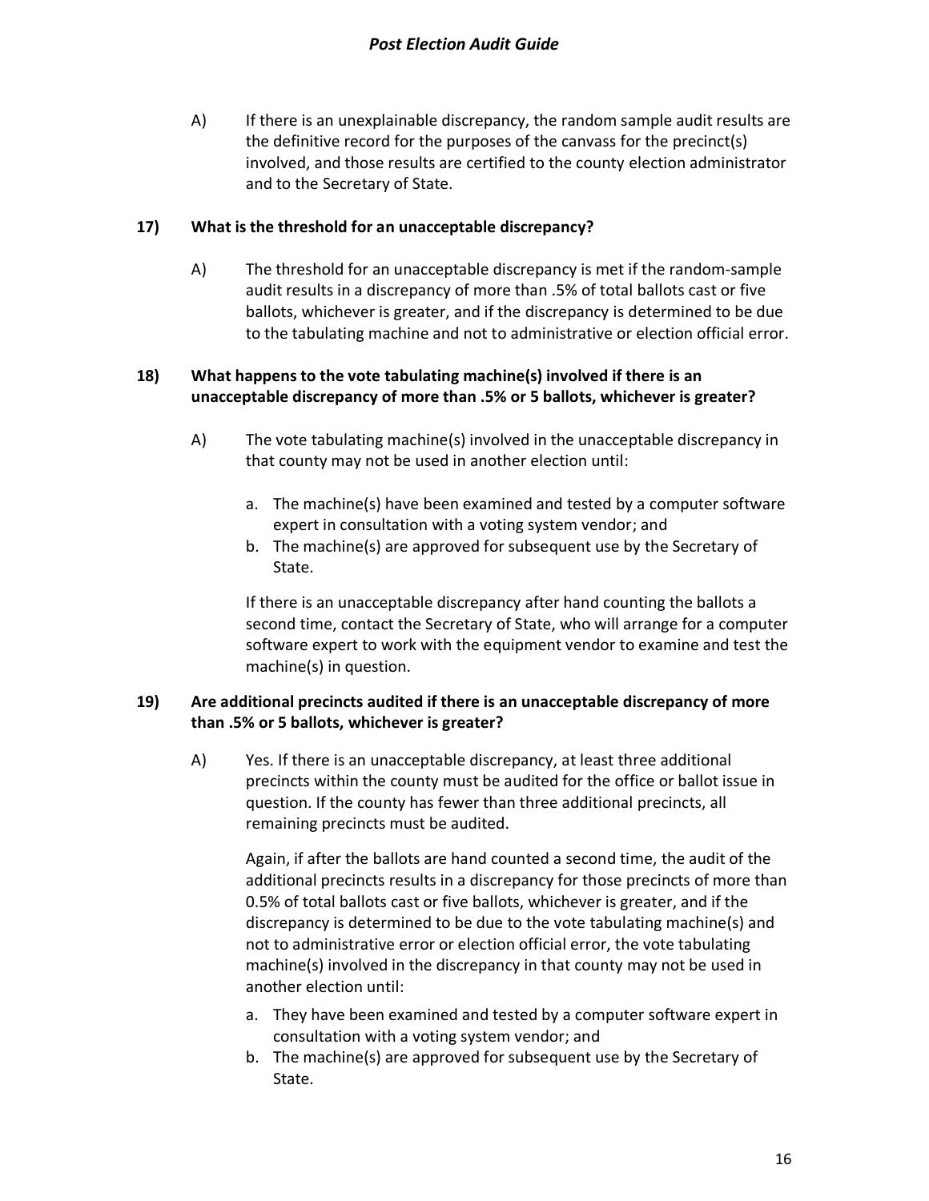A) If there is an unexplainable discrepancy, the random sample audit results are the definitive record for the purposes of the canvass for the precinct(s) involved, and those results are certified to the county election administrator and to the Secretary of State.

**17) What is the threshold for an unacceptable discrepancy?**

A) The threshold for an unacceptable discrepancy is met if the random-sample audit results in a discrepancy of more than .5% of total ballots cast or five ballots, whichever is greater, and if the discrepancy is determined to be due to the tabulating machine and not to administrative or election official error.

**18) What happens to the vote tabulating machine(s) involved if there is an unacceptable discrepancy of more than .5% or 5 ballots, whichever is greater?**

A) The vote tabulating machine(s) involved in the unacceptable discrepancy in that county may not be used in another election until:

a. The machine(s) have been examined and tested by a computer software expert in consultation with a voting system vendor; and
b. The machine(s) are approved for subsequent use by the Secretary of State.

If there is an unacceptable discrepancy after hand counting the ballots a second time, contact the Secretary of State, who will arrange for a computer software expert to work with the equipment vendor to examine and test the machine(s) in question.

**19) Are additional precincts audited if there is an unacceptable discrepancy of more than .5% or 5 ballots, whichever is greater?**

A) Yes. If there is an unacceptable discrepancy, at least three additional precincts within the county must be audited for the office or ballot issue in question. If the county has fewer than three additional precincts, all remaining precincts must be audited.

Again, if after the ballots are hand counted a second time, the audit of the additional precincts results in a discrepancy for those precincts of more than 0.5% of total ballots cast or five ballots, whichever is greater, and if the discrepancy is determined to be due to the vote tabulating machine(s) and not to administrative error or election official error, the vote tabulating machine(s) involved in the discrepancy in that county may not be used in another election until:

a. They have been examined and tested by a computer software expert in consultation with a voting system vendor; and
b. The machine(s) are approved for subsequent use by the Secretary of State.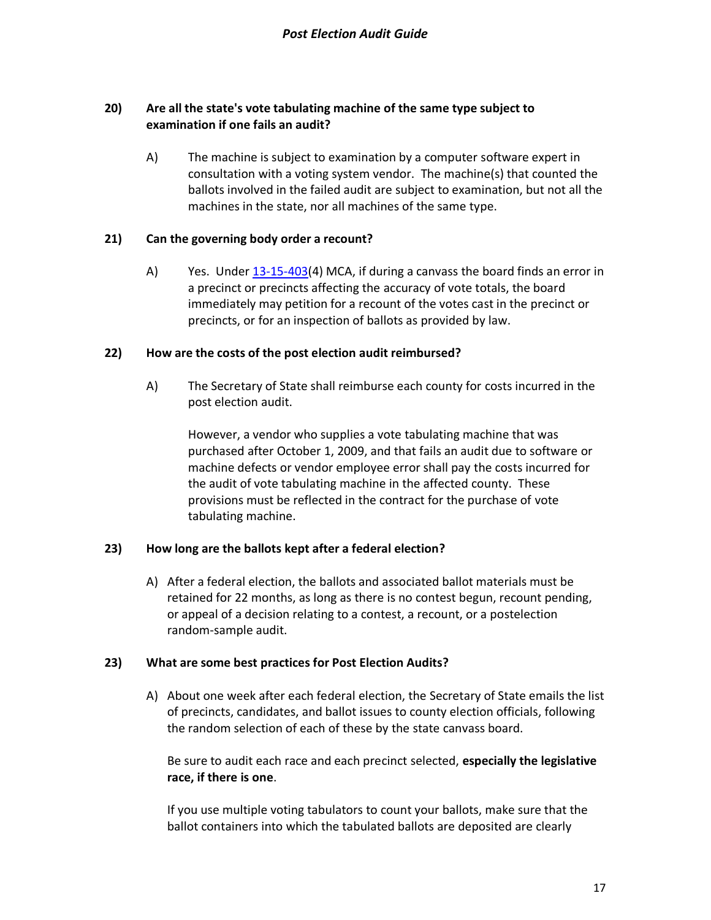**20) Are all the state's vote tabulating machine of the same type subject to examination if one fails an audit?**

A) The machine is subject to examination by a computer software expert in consultation with a voting system vendor. The machine(s) that counted the ballots involved in the failed audit are subject to examination, but not all the machines in the state, nor all machines of the same type.

**21) Can the governing body order a recount?**

A) Yes. Under [13-15-403](13-15-403)(4) MCA, if during a canvass the board finds an error in a precinct or precincts affecting the accuracy of vote totals, the board immediately may petition for a recount of the votes cast in the precinct or precincts, or for an inspection of ballots as provided by law.

**22) How are the costs of the post election audit reimbursed?**

A) The Secretary of State shall reimburse each county for costs incurred in the post election audit.

However, a vendor who supplies a vote tabulating machine that was purchased after October 1, 2009, and that fails an audit due to software or machine defects or vendor employee error shall pay the costs incurred for the audit of vote tabulating machine in the affected county. These provisions must be reflected in the contract for the purchase of vote tabulating machine.

**23) How long are the ballots kept after a federal election?**

A) After a federal election, the ballots and associated ballot materials must be retained for 22 months, as long as there is no contest begun, recount pending, or appeal of a decision relating to a contest, a recount, or a postelection random-sample audit.

**23) What are some best practices for Post Election Audits?**

A) About one week after each federal election, the Secretary of State emails the list of precincts, candidates, and ballot issues to county election officials, following the random selection of each of these by the state canvass board.

Be sure to audit each race and each precinct selected, **especially the legislative race, if there is one**.

If you use multiple voting tabulators to count your ballots, make sure that the ballot containers into which the tabulated ballots are deposited are clearly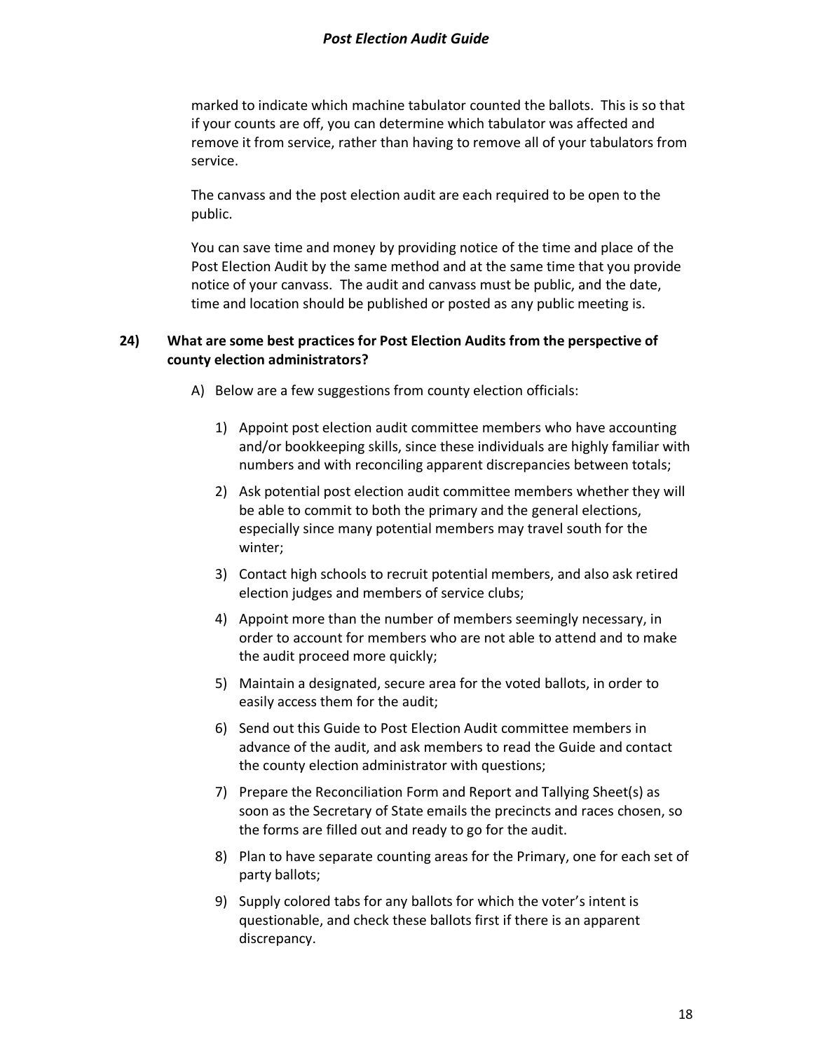marked to indicate which machine tabulator counted the ballots. This is so that if your counts are off, you can determine which tabulator was affected and remove it from service, rather than having to remove all of your tabulators from service.

The canvass and the post election audit are each required to be open to the public.

You can save time and money by providing notice of the time and place of the Post Election Audit by the same method and at the same time that you provide notice of your canvass. The audit and canvass must be public, and the date, time and location should be published or posted as any public meeting is.

**24) What are some best practices for Post Election Audits from the perspective of county election administrators?**

A) Below are a few suggestions from county election officials:

1) Appoint post election audit committee members who have accounting and/or bookkeeping skills, since these individuals are highly familiar with numbers and with reconciling apparent discrepancies between totals;
2) Ask potential post election audit committee members whether they will be able to commit to both the primary and the general elections, especially since many potential members may travel south for the winter;
3) Contact high schools to recruit potential members, and also ask retired election judges and members of service clubs;
4) Appoint more than the number of members seemingly necessary, in order to account for members who are not able to attend and to make the audit proceed more quickly;
5) Maintain a designated, secure area for the voted ballots, in order to easily access them for the audit;
6) Send out this Guide to Post Election Audit committee members in advance of the audit, and ask members to read the Guide and contact the county election administrator with questions;
7) Prepare the Reconciliation Form and Report and Tallying Sheet(s) as soon as the Secretary of State emails the precincts and races chosen, so the forms are filled out and ready to go for the audit.
8) Plan to have separate counting areas for the Primary, one for each set of party ballots;
9) Supply colored tabs for any ballots for which the voter's intent is questionable, and check these ballots first if there is an apparent discrepancy.